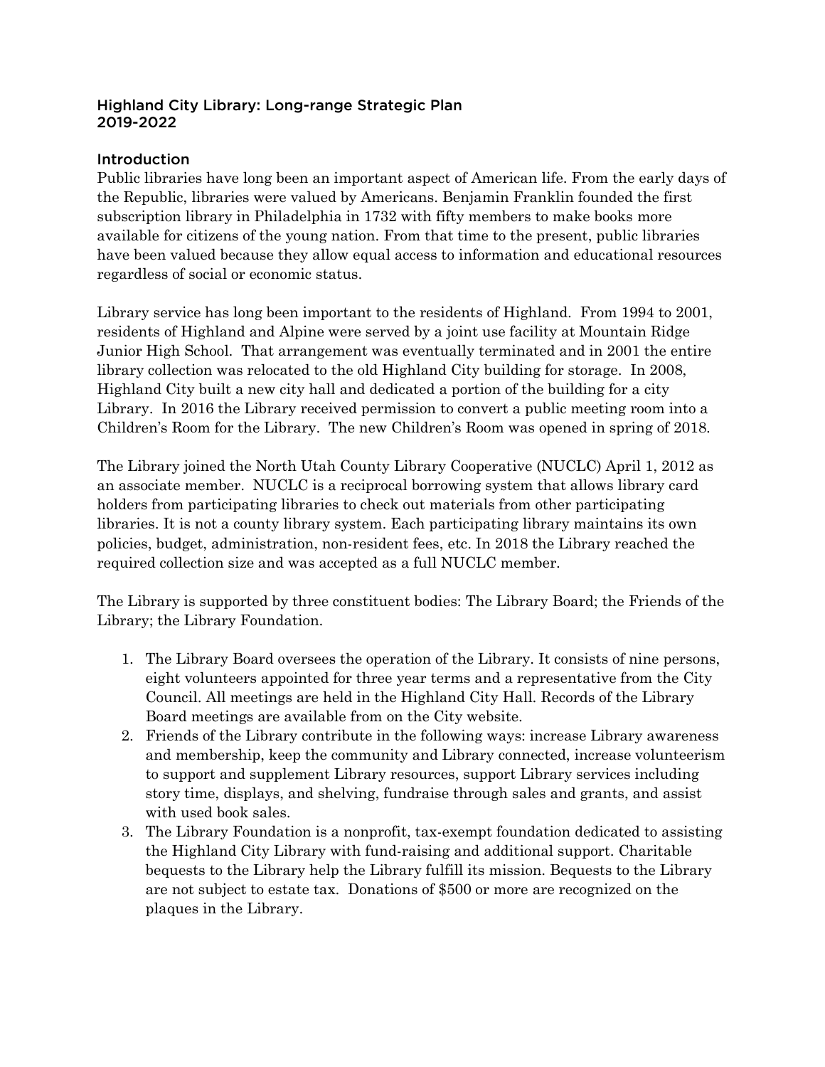# Highland City Library: Long-range Strategic Plan 2019-2022

## Introduction

Public libraries have long been an important aspect of American life. From the early days of the Republic, libraries were valued by Americans. Benjamin Franklin founded the first subscription library in Philadelphia in 1732 with fifty members to make books more available for citizens of the young nation. From that time to the present, public libraries have been valued because they allow equal access to information and educational resources regardless of social or economic status.

Library service has long been important to the residents of Highland. From 1994 to 2001, residents of Highland and Alpine were served by a joint use facility at Mountain Ridge Junior High School. That arrangement was eventually terminated and in 2001 the entire library collection was relocated to the old Highland City building for storage. In 2008, Highland City built a new city hall and dedicated a portion of the building for a city Library. In 2016 the Library received permission to convert a public meeting room into a Children's Room for the Library. The new Children's Room was opened in spring of 2018.

The Library joined the North Utah County Library Cooperative (NUCLC) April 1, 2012 as an associate member. NUCLC is a reciprocal borrowing system that allows library card holders from participating libraries to check out materials from other participating libraries. It is not a county library system. Each participating library maintains its own policies, budget, administration, non-resident fees, etc. In 2018 the Library reached the required collection size and was accepted as a full NUCLC member.

The Library is supported by three constituent bodies: The Library Board; the Friends of the Library; the Library Foundation.

1. The Library Board oversees the operation of the Library. It consists of nine persons, eight volunteers appointed for three year terms and a representative from the City Council. All meetings are held in the Highland City Hall. Records of the Library Board meetings are available from on the City website.
2. Friends of the Library contribute in the following ways: increase Library awareness and membership, keep the community and Library connected, increase volunteerism to support and supplement Library resources, support Library services including story time, displays, and shelving, fundraise through sales and grants, and assist with used book sales.
3. The Library Foundation is a nonprofit, tax-exempt foundation dedicated to assisting the Highland City Library with fund-raising and additional support. Charitable bequests to the Library help the Library fulfill its mission. Bequests to the Library are not subject to estate tax. Donations of $500 or more are recognized on the plaques in the Library.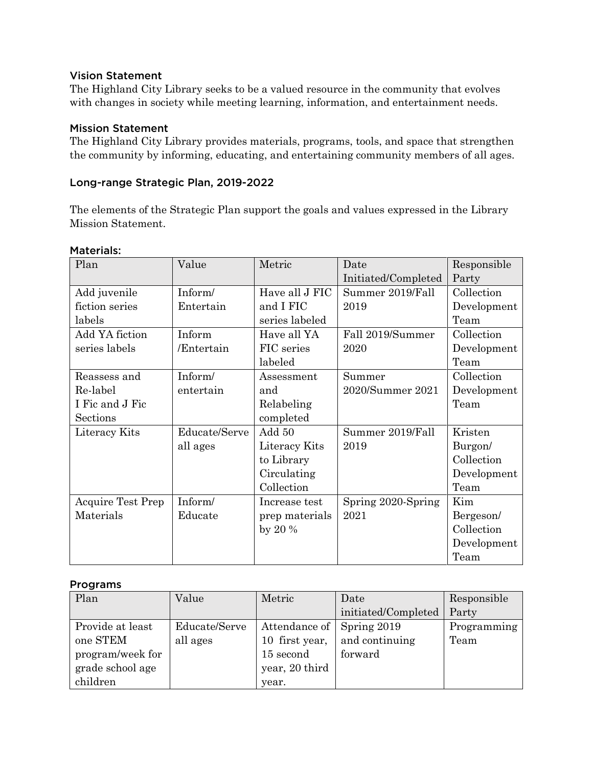## Vision Statement

The Highland City Library seeks to be a valued resource in the community that evolves with changes in society while meeting learning, information, and entertainment needs.

## Mission Statement

The Highland City Library provides materials, programs, tools, and space that strengthen the community by informing, educating, and entertaining community members of all ages.

## Long-range Strategic Plan, 2019-2022

The elements of the Strategic Plan support the goals and values expressed in the Library Mission Statement.

### Materials:

| Plan | Value | Metric | Date Initiated/Completed | Responsible Party |
|---|---|---|---|---|
| Add juvenile fiction series labels | Inform/ Entertain | Have all J FIC and I FIC series labeled | Summer 2019/Fall 2019 | Collection Development Team |
| Add YA fiction series labels | Inform /Entertain | Have all YA FIC series labeled | Fall 2019/Summer 2020 | Collection Development Team |
| Reassess and Re-label I Fic and J Fic Sections | Inform/ entertain | Assessment and Relabeling completed | Summer 2020/Summer 2021 | Collection Development Team |
| Literacy Kits | Educate/Serve all ages | Add 50 Literacy Kits to Library Circulating Collection | Summer 2019/Fall 2019 | Kristen Burgon/ Collection Development Team |
| Acquire Test Prep Materials | Inform/ Educate | Increase test prep materials by 20 % | Spring 2020-Spring 2021 | Kim Bergeson/ Collection Development Team |

### Programs

| Plan | Value | Metric | Date initiated/Completed | Responsible Party |
|---|---|---|---|---|
| Provide at least one STEM program/week for grade school age children | Educate/Serve all ages | Attendance of 10 first year, 15 second year, 20 third year. | Spring 2019 and continuing forward | Programming Team |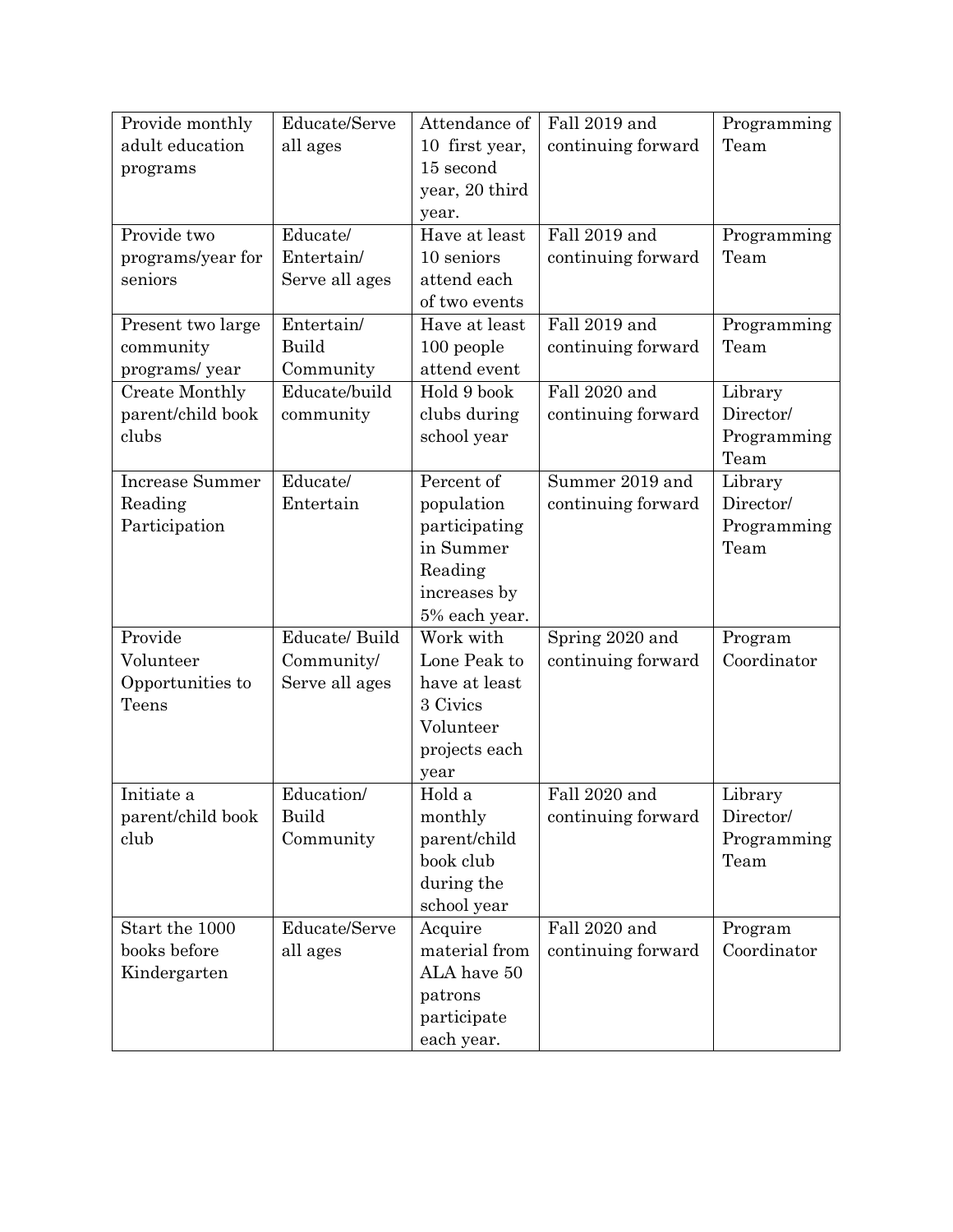| Provide monthly adult education programs | Educate/Serve all ages | Attendance of 10 first year, 15 second year, 20 third year. | Fall 2019 and continuing forward | Programming Team |
|---|---|---|---|---|
| Provide two programs/year for seniors | Educate/ Entertain/ Serve all ages | Have at least 10 seniors attend each of two events | Fall 2019 and continuing forward | Programming Team |
| Present two large community programs/ year | Entertain/ Build Community | Have at least 100 people attend event | Fall 2019 and continuing forward | Programming Team |
| Create Monthly parent/child book clubs | Educate/build community | Hold 9 book clubs during school year | Fall 2020 and continuing forward | Library Director/ Programming Team |
| Increase Summer Reading Participation | Educate/ Entertain | Percent of population participating in Summer Reading increases by 5% each year. | Summer 2019 and continuing forward | Library Director/ Programming Team |
| Provide Volunteer Opportunities to Teens | Educate/ Build Community/ Serve all ages | Work with Lone Peak to have at least 3 Civics Volunteer projects each year | Spring 2020 and continuing forward | Program Coordinator |
| Initiate a parent/child book club | Education/ Build Community | Hold a monthly parent/child book club during the school year | Fall 2020 and continuing forward | Library Director/ Programming Team |
| Start the 1000 books before Kindergarten | Educate/Serve all ages | Acquire material from ALA have 50 patrons participate each year. | Fall 2020 and continuing forward | Program Coordinator |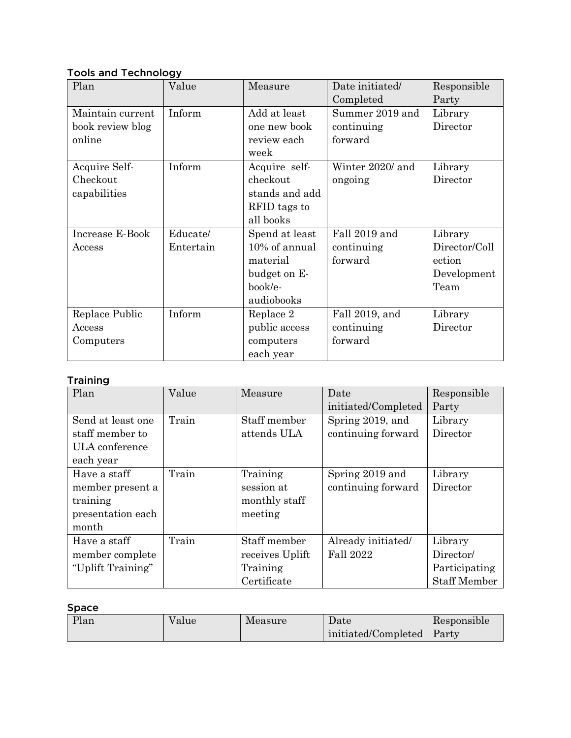### Tools and Technology

| Plan | Value | Measure | Date initiated/ Completed | Responsible Party |
|---|---|---|---|---|
| Maintain current book review blog online | Inform | Add at least one new book review each week | Summer 2019 and continuing forward | Library Director |
| Acquire Self-Checkout capabilities | Inform | Acquire self-checkout stands and add RFID tags to all books | Winter 2020/ and ongoing | Library Director |
| Increase E-Book Access | Educate/ Entertain | Spend at least 10% of annual material budget on E-book/e-audiobooks | Fall 2019 and continuing forward | Library Director/Collection Development Team |
| Replace Public Access Computers | Inform | Replace 2 public access computers each year | Fall 2019, and continuing forward | Library Director |

### Training

| Plan | Value | Measure | Date initiated/Completed | Responsible Party |
|---|---|---|---|---|
| Send at least one staff member to ULA conference each year | Train | Staff member attends ULA | Spring 2019, and continuing forward | Library Director |
| Have a staff member present a training presentation each month | Train | Training session at monthly staff meeting | Spring 2019 and continuing forward | Library Director |
| Have a staff member complete "Uplift Training" | Train | Staff member receives Uplift Training Certificate | Already initiated/ Fall 2022 | Library Director/ Participating Staff Member |

### Space

| Plan | Value | Measure | Date initiated/Completed | Responsible Party |
|---|---|---|---|---|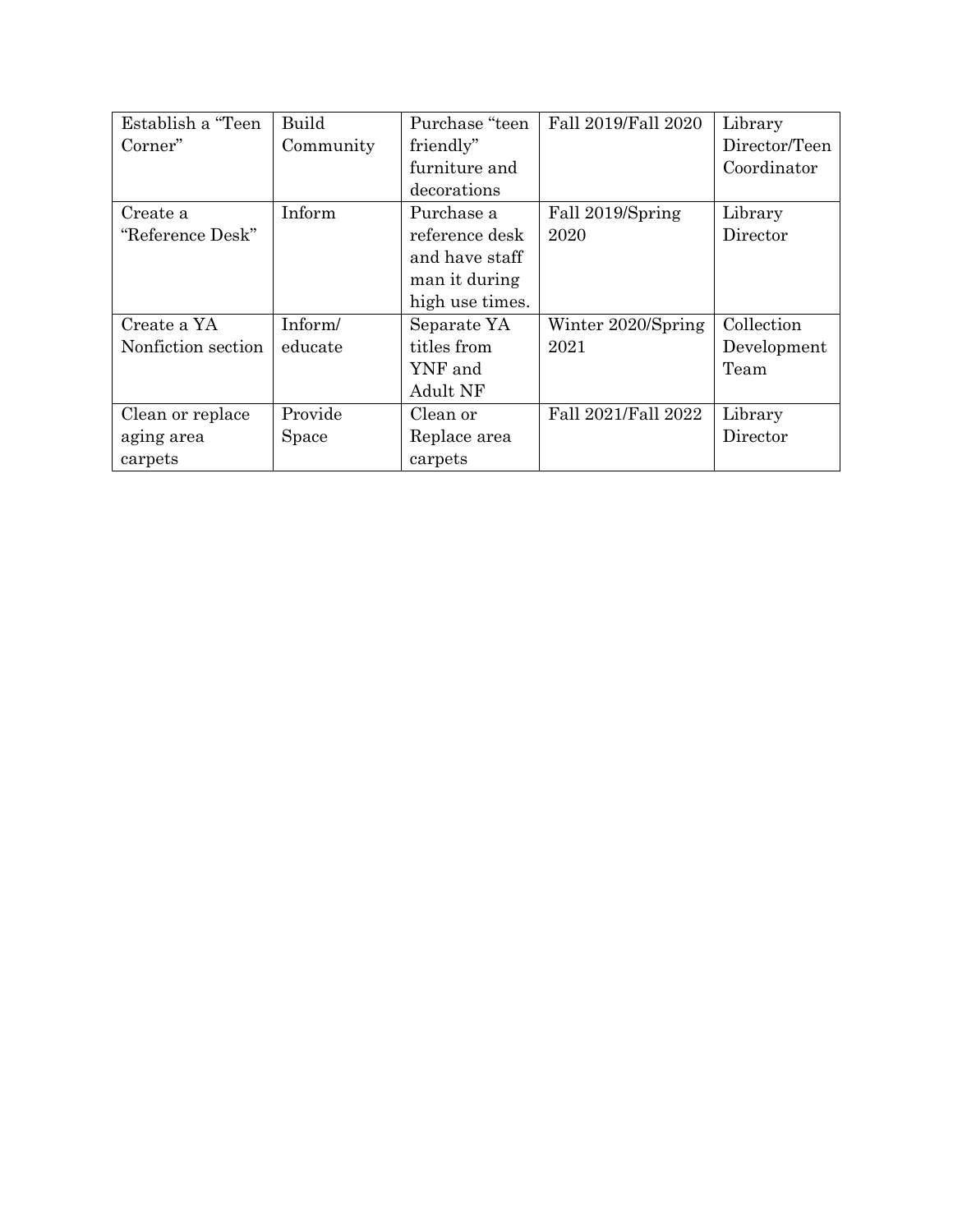| | | | | |
|---|---|---|---|---|
| Establish a "Teen Corner" | Build Community | Purchase "teen friendly" furniture and decorations | Fall 2019/Fall 2020 | Library Director/Teen Coordinator |
| Create a "Reference Desk" | Inform | Purchase a reference desk and have staff man it during high use times. | Fall 2019/Spring 2020 | Library Director |
| Create a YA Nonfiction section | Inform/ educate | Separate YA titles from YNF and Adult NF | Winter 2020/Spring 2021 | Collection Development Team |
| Clean or replace aging area carpets | Provide Space | Clean or Replace area carpets | Fall 2021/Fall 2022 | Library Director |